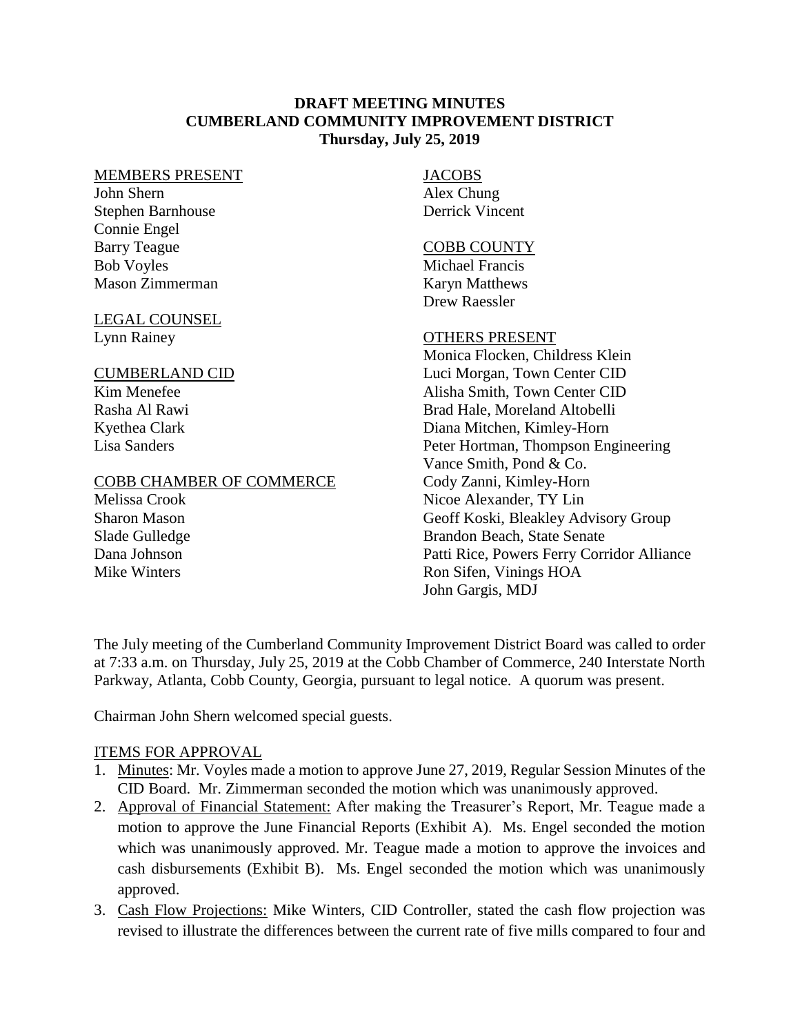**DRAFT MEETING MINUTES**
**CUMBERLAND COMMUNITY IMPROVEMENT DISTRICT**
**Thursday, July 25, 2019**

MEMBERS PRESENT
John Shern
Stephen Barnhouse
Connie Engel
Barry Teague
Bob Voyles
Mason Zimmerman

LEGAL COUNSEL
Lynn Rainey

CUMBERLAND CID
Kim Menefee
Rasha Al Rawi
Kyethea Clark
Lisa Sanders

COBB CHAMBER OF COMMERCE
Melissa Crook
Sharon Mason
Slade Gulledge
Dana Johnson
Mike Winters

JACOBS
Alex Chung
Derrick Vincent

COBB COUNTY
Michael Francis
Karyn Matthews
Drew Raessler

OTHERS PRESENT
Monica Flocken, Childress Klein
Luci Morgan, Town Center CID
Alisha Smith, Town Center CID
Brad Hale, Moreland Altobelli
Diana Mitchen, Kimley-Horn
Peter Hortman, Thompson Engineering
Vance Smith, Pond & Co.
Cody Zanni, Kimley-Horn
Nicoe Alexander, TY Lin
Geoff Koski, Bleakley Advisory Group
Brandon Beach, State Senate
Patti Rice, Powers Ferry Corridor Alliance
Ron Sifen, Vinings HOA
John Gargis, MDJ

The July meeting of the Cumberland Community Improvement District Board was called to order at 7:33 a.m. on Thursday, July 25, 2019 at the Cobb Chamber of Commerce, 240 Interstate North Parkway, Atlanta, Cobb County, Georgia, pursuant to legal notice. A quorum was present.

Chairman John Shern welcomed special guests.

ITEMS FOR APPROVAL

1. Minutes: Mr. Voyles made a motion to approve June 27, 2019, Regular Session Minutes of the CID Board. Mr. Zimmerman seconded the motion which was unanimously approved.
2. Approval of Financial Statement: After making the Treasurer's Report, Mr. Teague made a motion to approve the June Financial Reports (Exhibit A). Ms. Engel seconded the motion which was unanimously approved. Mr. Teague made a motion to approve the invoices and cash disbursements (Exhibit B). Ms. Engel seconded the motion which was unanimously approved.
3. Cash Flow Projections: Mike Winters, CID Controller, stated the cash flow projection was revised to illustrate the differences between the current rate of five mills compared to four and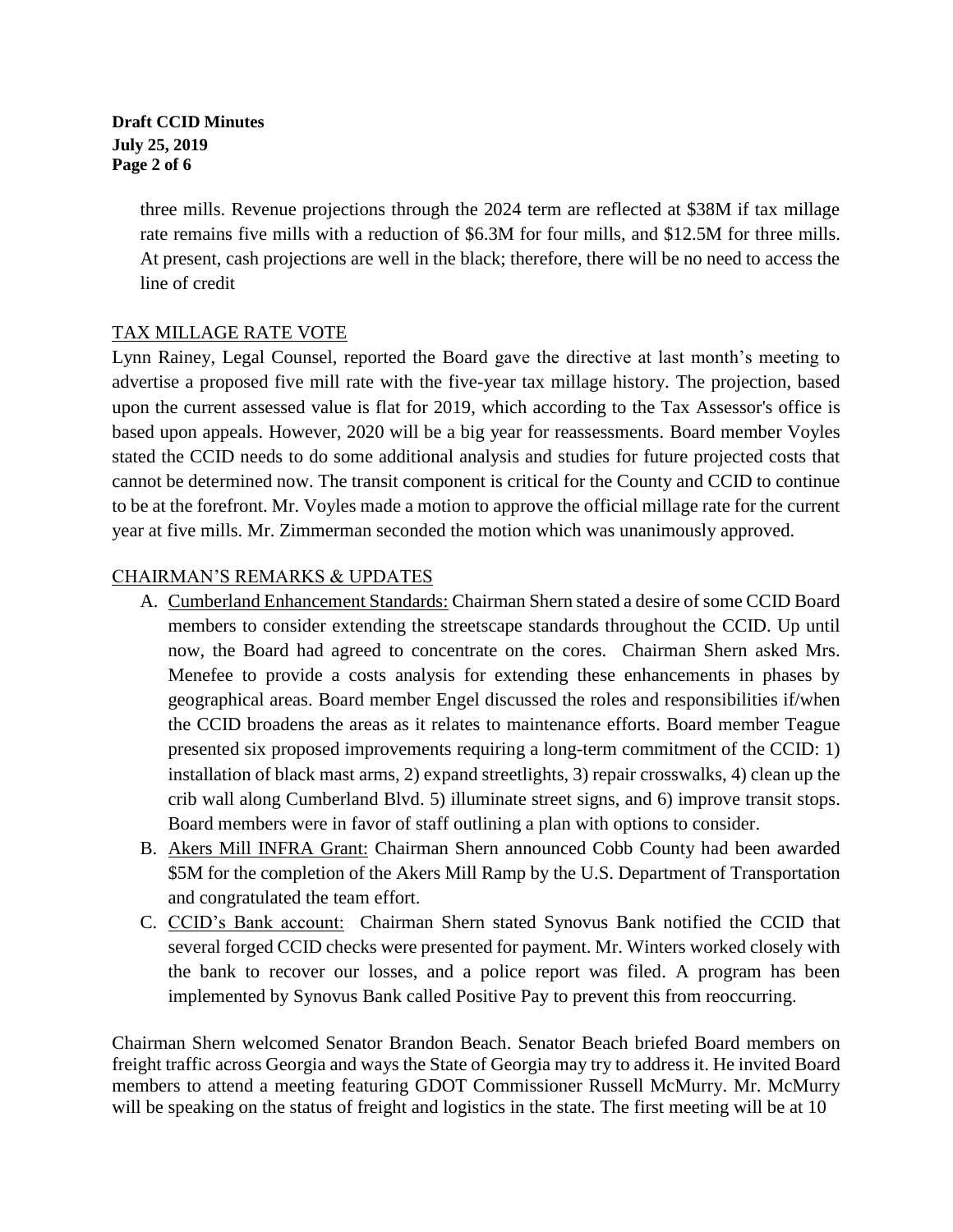three mills. Revenue projections through the 2024 term are reflected at $38M if tax millage rate remains five mills with a reduction of $6.3M for four mills, and $12.5M for three mills. At present, cash projections are well in the black; therefore, there will be no need to access the line of credit

TAX MILLAGE RATE VOTE

Lynn Rainey, Legal Counsel, reported the Board gave the directive at last month's meeting to advertise a proposed five mill rate with the five-year tax millage history. The projection, based upon the current assessed value is flat for 2019, which according to the Tax Assessor's office is based upon appeals. However, 2020 will be a big year for reassessments. Board member Voyles stated the CCID needs to do some additional analysis and studies for future projected costs that cannot be determined now. The transit component is critical for the County and CCID to continue to be at the forefront. Mr. Voyles made a motion to approve the official millage rate for the current year at five mills. Mr. Zimmerman seconded the motion which was unanimously approved.

CHAIRMAN'S REMARKS & UPDATES

A. Cumberland Enhancement Standards: Chairman Shern stated a desire of some CCID Board members to consider extending the streetscape standards throughout the CCID. Up until now, the Board had agreed to concentrate on the cores. Chairman Shern asked Mrs. Menefee to provide a costs analysis for extending these enhancements in phases by geographical areas. Board member Engel discussed the roles and responsibilities if/when the CCID broadens the areas as it relates to maintenance efforts. Board member Teague presented six proposed improvements requiring a long-term commitment of the CCID: 1) installation of black mast arms, 2) expand streetlights, 3) repair crosswalks, 4) clean up the crib wall along Cumberland Blvd. 5) illuminate street signs, and 6) improve transit stops. Board members were in favor of staff outlining a plan with options to consider.
B. Akers Mill INFRA Grant: Chairman Shern announced Cobb County had been awarded $5M for the completion of the Akers Mill Ramp by the U.S. Department of Transportation and congratulated the team effort.
C. CCID's Bank account: Chairman Shern stated Synovus Bank notified the CCID that several forged CCID checks were presented for payment. Mr. Winters worked closely with the bank to recover our losses, and a police report was filed. A program has been implemented by Synovus Bank called Positive Pay to prevent this from reoccurring.

Chairman Shern welcomed Senator Brandon Beach. Senator Beach briefed Board members on freight traffic across Georgia and ways the State of Georgia may try to address it. He invited Board members to attend a meeting featuring GDOT Commissioner Russell McMurry. Mr. McMurry will be speaking on the status of freight and logistics in the state. The first meeting will be at 10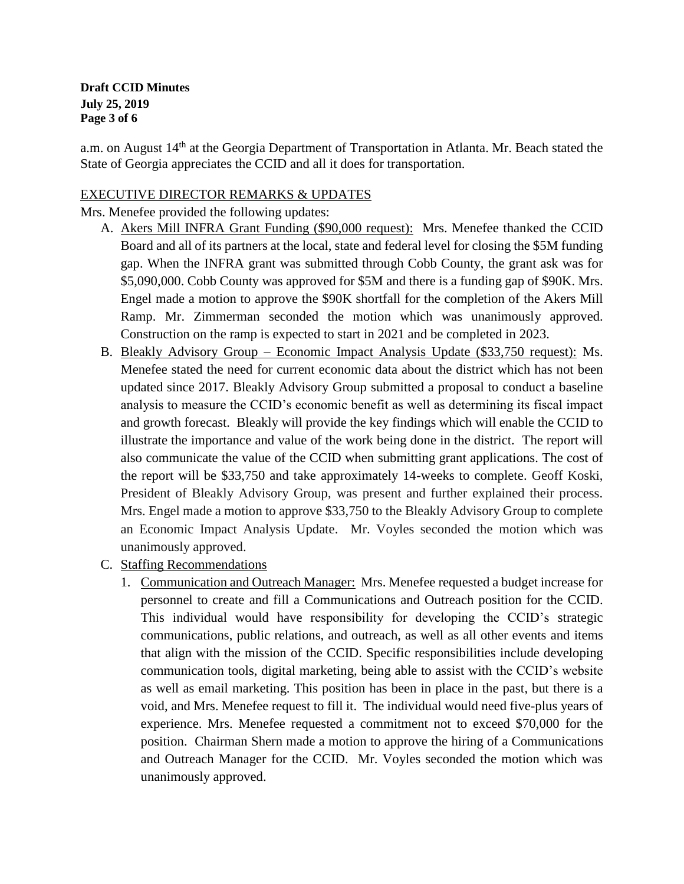a.m. on August 14th at the Georgia Department of Transportation in Atlanta. Mr. Beach stated the State of Georgia appreciates the CCID and all it does for transportation.

## EXECUTIVE DIRECTOR REMARKS & UPDATES

Mrs. Menefee provided the following updates:

A. Akers Mill INFRA Grant Funding ($90,000 request): Mrs. Menefee thanked the CCID Board and all of its partners at the local, state and federal level for closing the $5M funding gap. When the INFRA grant was submitted through Cobb County, the grant ask was for $5,090,000. Cobb County was approved for $5M and there is a funding gap of $90K. Mrs. Engel made a motion to approve the $90K shortfall for the completion of the Akers Mill Ramp. Mr. Zimmerman seconded the motion which was unanimously approved. Construction on the ramp is expected to start in 2021 and be completed in 2023.

B. Bleakly Advisory Group – Economic Impact Analysis Update ($33,750 request): Ms. Menefee stated the need for current economic data about the district which has not been updated since 2017. Bleakly Advisory Group submitted a proposal to conduct a baseline analysis to measure the CCID's economic benefit as well as determining its fiscal impact and growth forecast. Bleakly will provide the key findings which will enable the CCID to illustrate the importance and value of the work being done in the district. The report will also communicate the value of the CCID when submitting grant applications. The cost of the report will be $33,750 and take approximately 14-weeks to complete. Geoff Koski, President of Bleakly Advisory Group, was present and further explained their process. Mrs. Engel made a motion to approve $33,750 to the Bleakly Advisory Group to complete an Economic Impact Analysis Update. Mr. Voyles seconded the motion which was unanimously approved.

C. Staffing Recommendations

   1. Communication and Outreach Manager: Mrs. Menefee requested a budget increase for personnel to create and fill a Communications and Outreach position for the CCID. This individual would have responsibility for developing the CCID's strategic communications, public relations, and outreach, as well as all other events and items that align with the mission of the CCID. Specific responsibilities include developing communication tools, digital marketing, being able to assist with the CCID's website as well as email marketing. This position has been in place in the past, but there is a void, and Mrs. Menefee request to fill it. The individual would need five-plus years of experience. Mrs. Menefee requested a commitment not to exceed $70,000 for the position. Chairman Shern made a motion to approve the hiring of a Communications and Outreach Manager for the CCID. Mr. Voyles seconded the motion which was unanimously approved.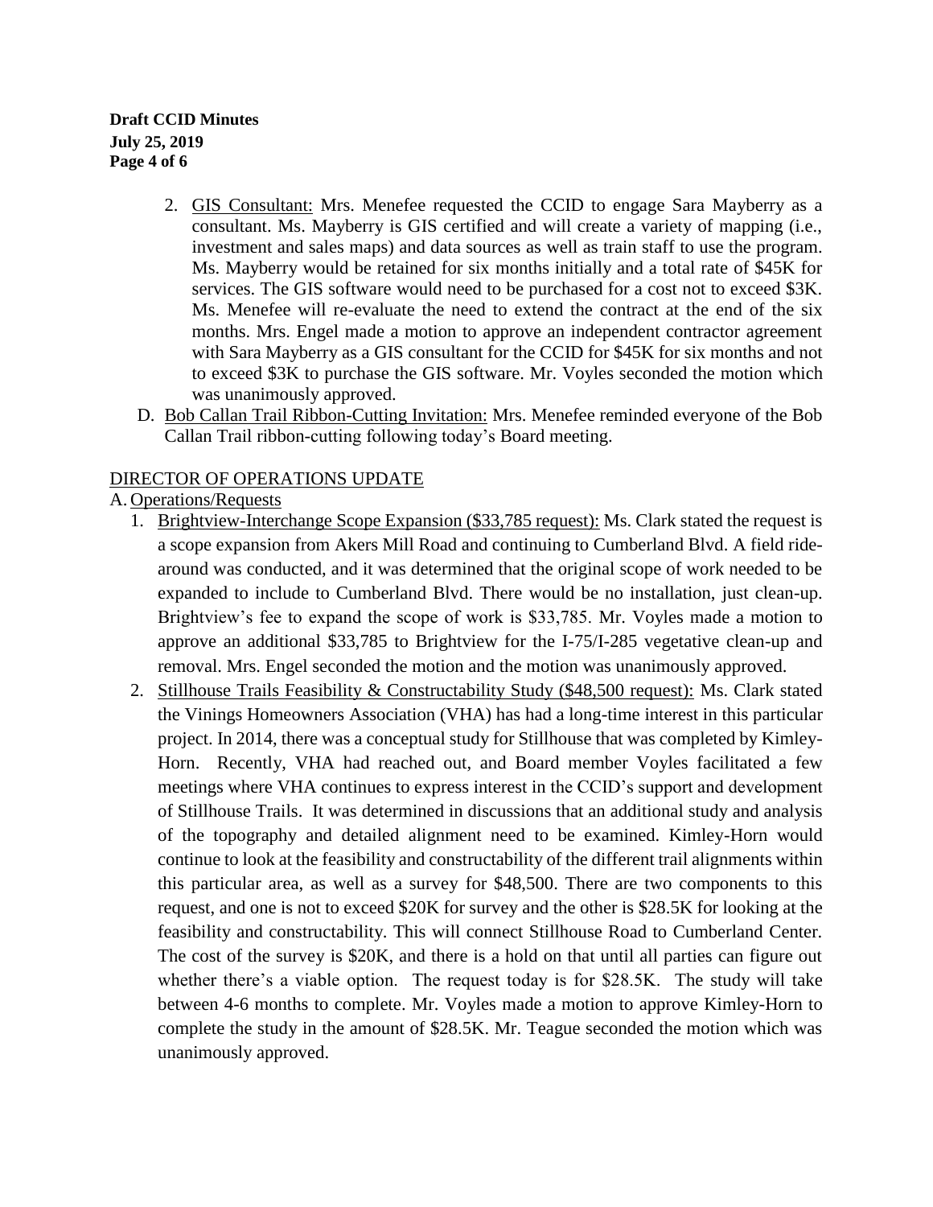2. GIS Consultant: Mrs. Menefee requested the CCID to engage Sara Mayberry as a consultant. Ms. Mayberry is GIS certified and will create a variety of mapping (i.e., investment and sales maps) and data sources as well as train staff to use the program. Ms. Mayberry would be retained for six months initially and a total rate of $45K for services. The GIS software would need to be purchased for a cost not to exceed $3K. Ms. Menefee will re-evaluate the need to extend the contract at the end of the six months. Mrs. Engel made a motion to approve an independent contractor agreement with Sara Mayberry as a GIS consultant for the CCID for $45K for six months and not to exceed $3K to purchase the GIS software. Mr. Voyles seconded the motion which was unanimously approved.

D. Bob Callan Trail Ribbon-Cutting Invitation: Mrs. Menefee reminded everyone of the Bob Callan Trail ribbon-cutting following today's Board meeting.

## DIRECTOR OF OPERATIONS UPDATE

A. Operations/Requests

1. Brightview-Interchange Scope Expansion ($33,785 request): Ms. Clark stated the request is a scope expansion from Akers Mill Road and continuing to Cumberland Blvd. A field ride-around was conducted, and it was determined that the original scope of work needed to be expanded to include to Cumberland Blvd. There would be no installation, just clean-up. Brightview's fee to expand the scope of work is $33,785. Mr. Voyles made a motion to approve an additional $33,785 to Brightview for the I-75/I-285 vegetative clean-up and removal. Mrs. Engel seconded the motion and the motion was unanimously approved.
2. Stillhouse Trails Feasibility & Constructability Study ($48,500 request): Ms. Clark stated the Vinings Homeowners Association (VHA) has had a long-time interest in this particular project. In 2014, there was a conceptual study for Stillhouse that was completed by Kimley-Horn. Recently, VHA had reached out, and Board member Voyles facilitated a few meetings where VHA continues to express interest in the CCID's support and development of Stillhouse Trails. It was determined in discussions that an additional study and analysis of the topography and detailed alignment need to be examined. Kimley-Horn would continue to look at the feasibility and constructability of the different trail alignments within this particular area, as well as a survey for $48,500. There are two components to this request, and one is not to exceed $20K for survey and the other is $28.5K for looking at the feasibility and constructability. This will connect Stillhouse Road to Cumberland Center. The cost of the survey is $20K, and there is a hold on that until all parties can figure out whether there's a viable option. The request today is for $28.5K. The study will take between 4-6 months to complete. Mr. Voyles made a motion to approve Kimley-Horn to complete the study in the amount of $28.5K. Mr. Teague seconded the motion which was unanimously approved.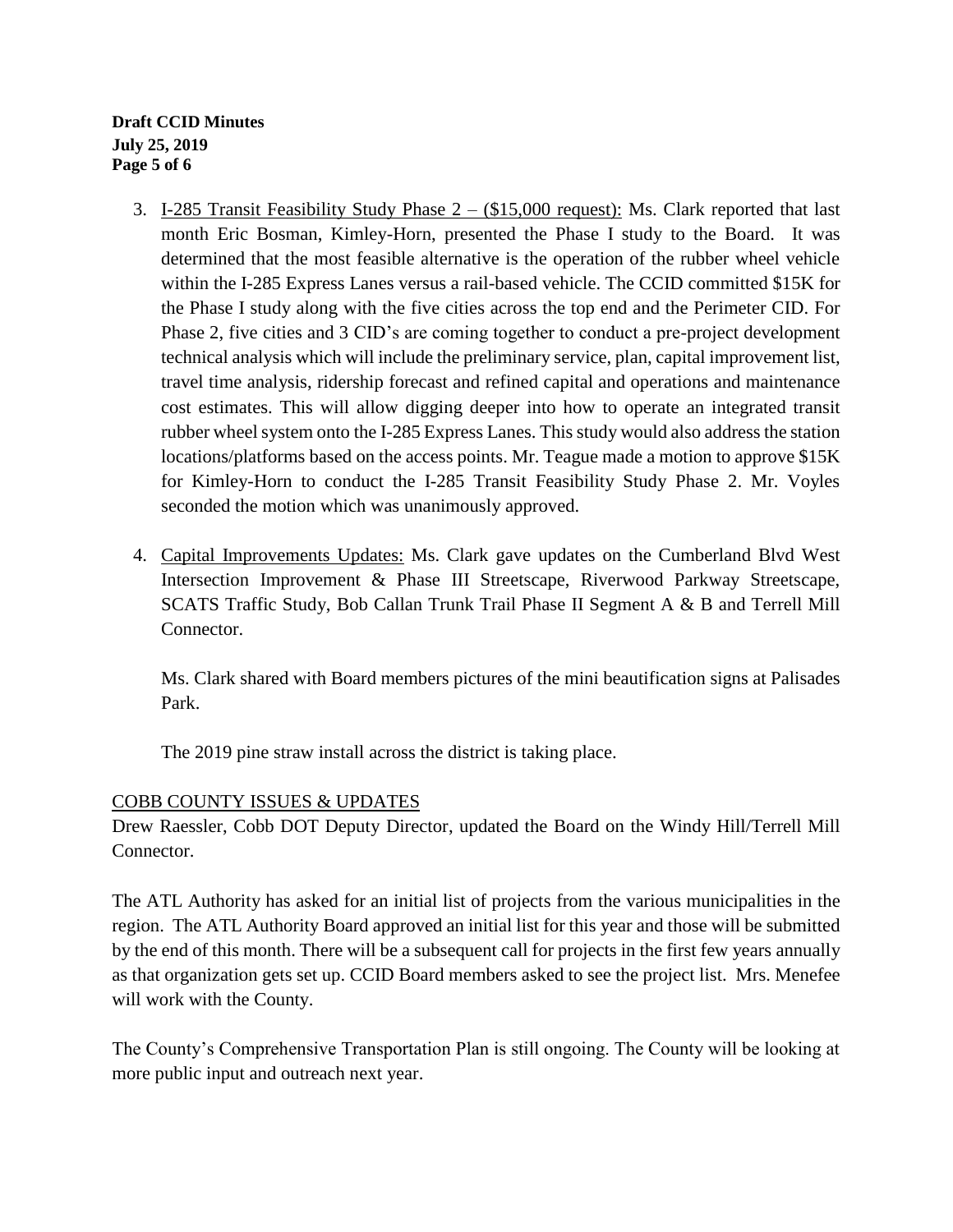3. I-285 Transit Feasibility Study Phase 2 – ($15,000 request): Ms. Clark reported that last month Eric Bosman, Kimley-Horn, presented the Phase I study to the Board. It was determined that the most feasible alternative is the operation of the rubber wheel vehicle within the I-285 Express Lanes versus a rail-based vehicle. The CCID committed $15K for the Phase I study along with the five cities across the top end and the Perimeter CID. For Phase 2, five cities and 3 CID's are coming together to conduct a pre-project development technical analysis which will include the preliminary service, plan, capital improvement list, travel time analysis, ridership forecast and refined capital and operations and maintenance cost estimates. This will allow digging deeper into how to operate an integrated transit rubber wheel system onto the I-285 Express Lanes. This study would also address the station locations/platforms based on the access points. Mr. Teague made a motion to approve $15K for Kimley-Horn to conduct the I-285 Transit Feasibility Study Phase 2. Mr. Voyles seconded the motion which was unanimously approved.

4. Capital Improvements Updates: Ms. Clark gave updates on the Cumberland Blvd West Intersection Improvement & Phase III Streetscape, Riverwood Parkway Streetscape, SCATS Traffic Study, Bob Callan Trunk Trail Phase II Segment A & B and Terrell Mill Connector.

   Ms. Clark shared with Board members pictures of the mini beautification signs at Palisades Park.

   The 2019 pine straw install across the district is taking place.

## COBB COUNTY ISSUES & UPDATES

Drew Raessler, Cobb DOT Deputy Director, updated the Board on the Windy Hill/Terrell Mill Connector.

The ATL Authority has asked for an initial list of projects from the various municipalities in the region. The ATL Authority Board approved an initial list for this year and those will be submitted by the end of this month. There will be a subsequent call for projects in the first few years annually as that organization gets set up. CCID Board members asked to see the project list. Mrs. Menefee will work with the County.

The County's Comprehensive Transportation Plan is still ongoing. The County will be looking at more public input and outreach next year.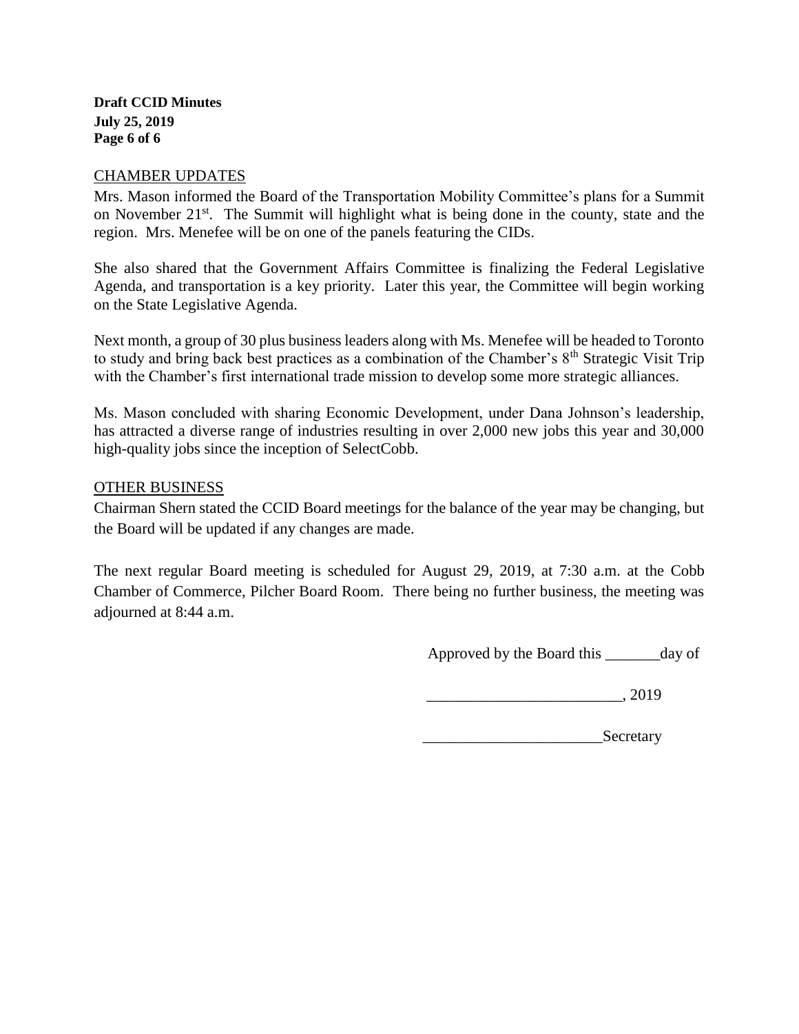## CHAMBER UPDATES

Mrs. Mason informed the Board of the Transportation Mobility Committee's plans for a Summit on November 21st. The Summit will highlight what is being done in the county, state and the region. Mrs. Menefee will be on one of the panels featuring the CIDs.

She also shared that the Government Affairs Committee is finalizing the Federal Legislative Agenda, and transportation is a key priority. Later this year, the Committee will begin working on the State Legislative Agenda.

Next month, a group of 30 plus business leaders along with Ms. Menefee will be headed to Toronto to study and bring back best practices as a combination of the Chamber's 8th Strategic Visit Trip with the Chamber's first international trade mission to develop some more strategic alliances.

Ms. Mason concluded with sharing Economic Development, under Dana Johnson's leadership, has attracted a diverse range of industries resulting in over 2,000 new jobs this year and 30,000 high-quality jobs since the inception of SelectCobb.

## OTHER BUSINESS

Chairman Shern stated the CCID Board meetings for the balance of the year may be changing, but the Board will be updated if any changes are made.

The next regular Board meeting is scheduled for August 29, 2019, at 7:30 a.m. at the Cobb Chamber of Commerce, Pilcher Board Room. There being no further business, the meeting was adjourned at 8:44 a.m.

Approved by the Board this _______day of

_________________________, 2019

_______________________Secretary